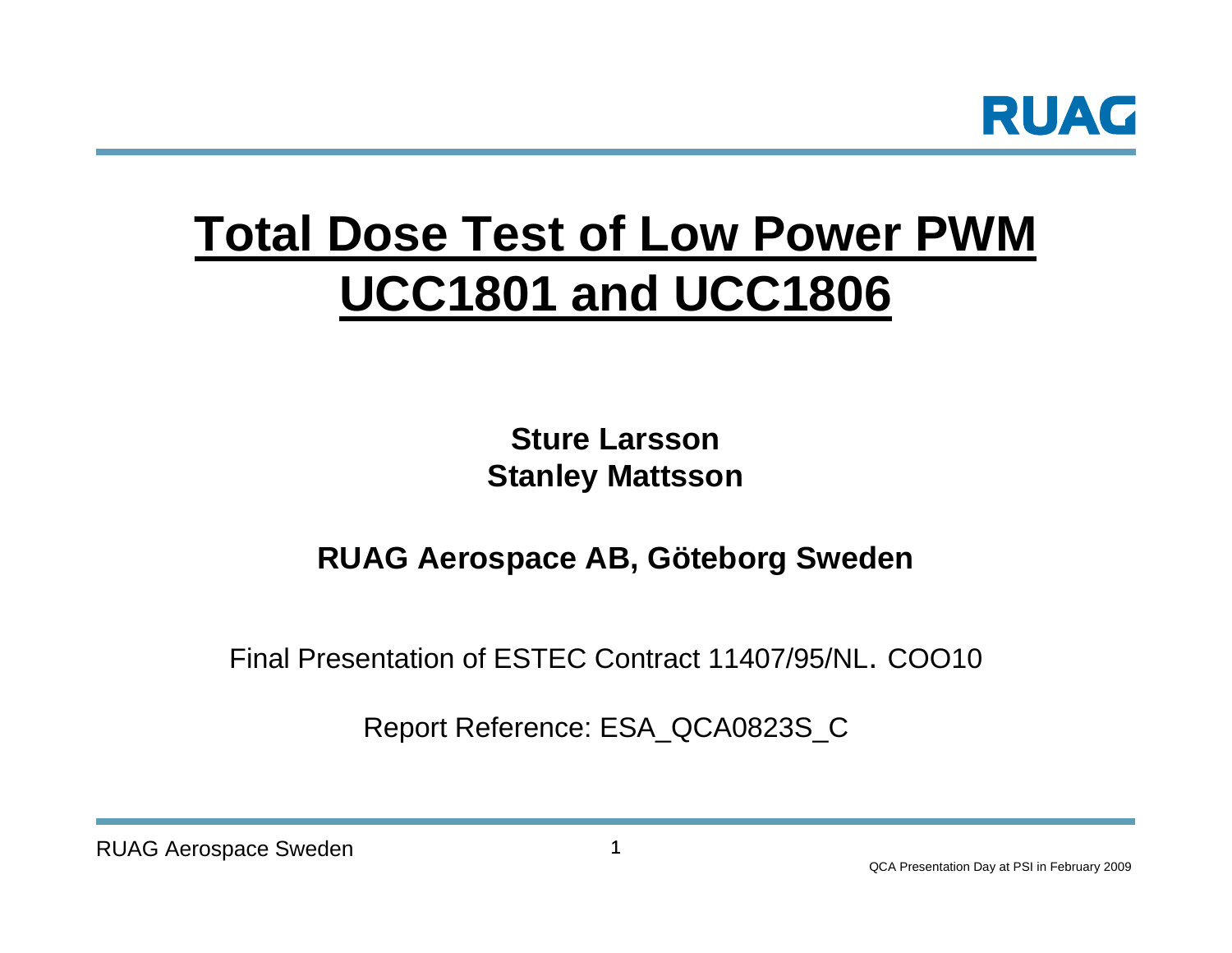# Total Dose Test of Low Power PWM UCC1801 and UCC1806

**Sture Larsson**
**Stanley Mattsson**

**RUAG Aerospace AB, Göteborg Sweden**

Final Presentation of ESTEC Contract 11407/95/NL. COO10

Report Reference: ESA_QCA0823S_C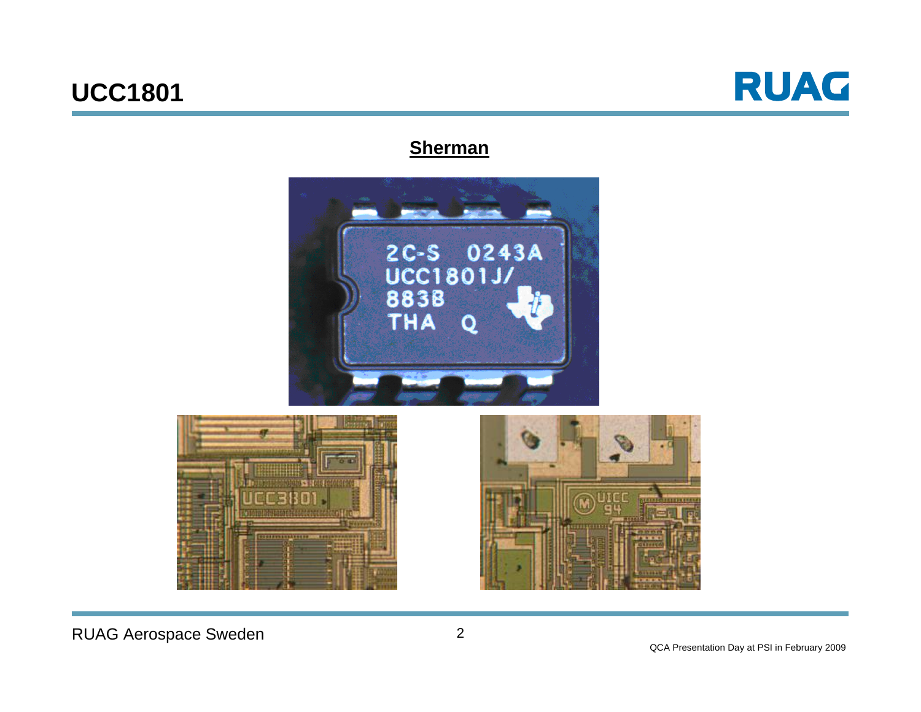# UCC1801

## Sherman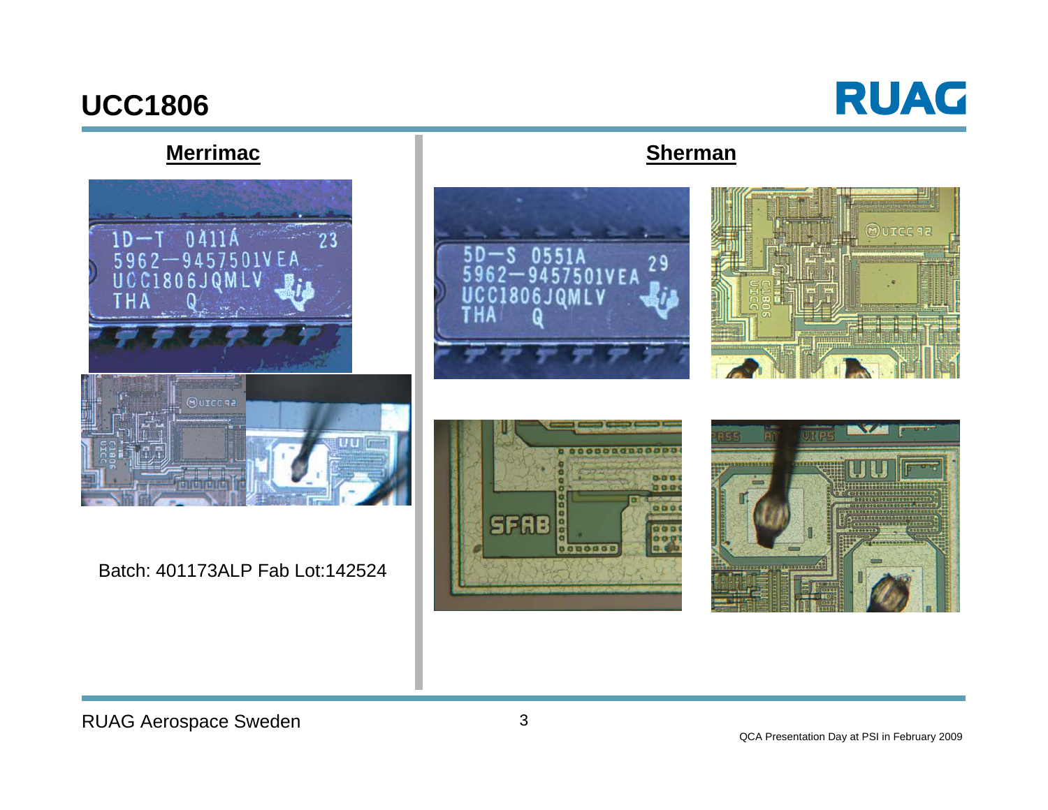# UCC1806

## Merrimac

Batch: 401173ALP Fab Lot:142524

## Sherman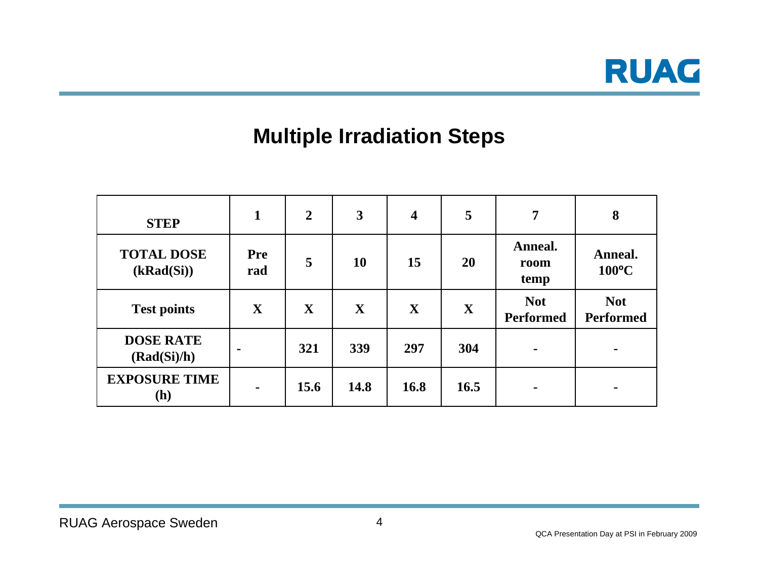## Multiple Irradiation Steps

| STEP | 1 | 2 | 3 | 4 | 5 | 7 | 8 |
|---|---|---|---|---|---|---|---|
| TOTAL DOSE (kRad(Si)) | Pre rad | 5 | 10 | 15 | 20 | Anneal. room temp | Anneal. 100°C |
| Test points | X | X | X | X | X | Not Performed | Not Performed |
| DOSE RATE (Rad(Si)/h) | - | 321 | 339 | 297 | 304 | - | - |
| EXPOSURE TIME (h) | - | 15.6 | 14.8 | 16.8 | 16.5 | - | - |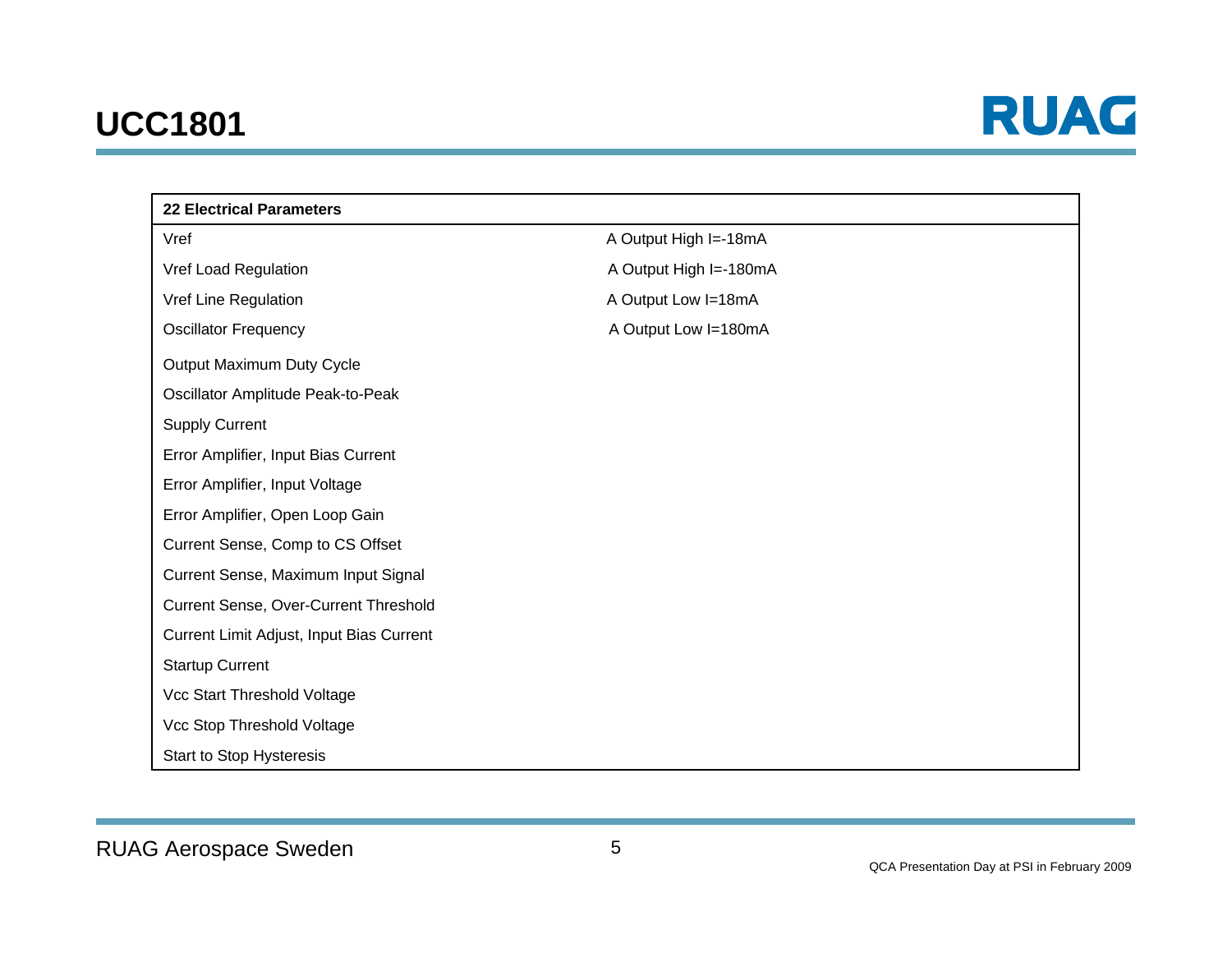# UCC1801

| 22 Electrical Parameters | |
|---|---|
| Vref | A Output High I=-18mA |
| Vref Load Regulation | A Output High I=-180mA |
| Vref Line Regulation | A Output Low I=18mA |
| Oscillator Frequency | A Output Low I=180mA |
| Output Maximum Duty Cycle | |
| Oscillator Amplitude Peak-to-Peak | |
| Supply Current | |
| Error Amplifier, Input Bias Current | |
| Error Amplifier, Input Voltage | |
| Error Amplifier, Open Loop Gain | |
| Current Sense, Comp to CS Offset | |
| Current Sense, Maximum Input Signal | |
| Current Sense, Over-Current Threshold | |
| Current Limit Adjust, Input Bias Current | |
| Startup Current | |
| Vcc Start Threshold Voltage | |
| Vcc Stop Threshold Voltage | |
| Start to Stop Hysteresis | |

RUAG Aerospace Sweden

QCA Presentation Day at PSI in February 2009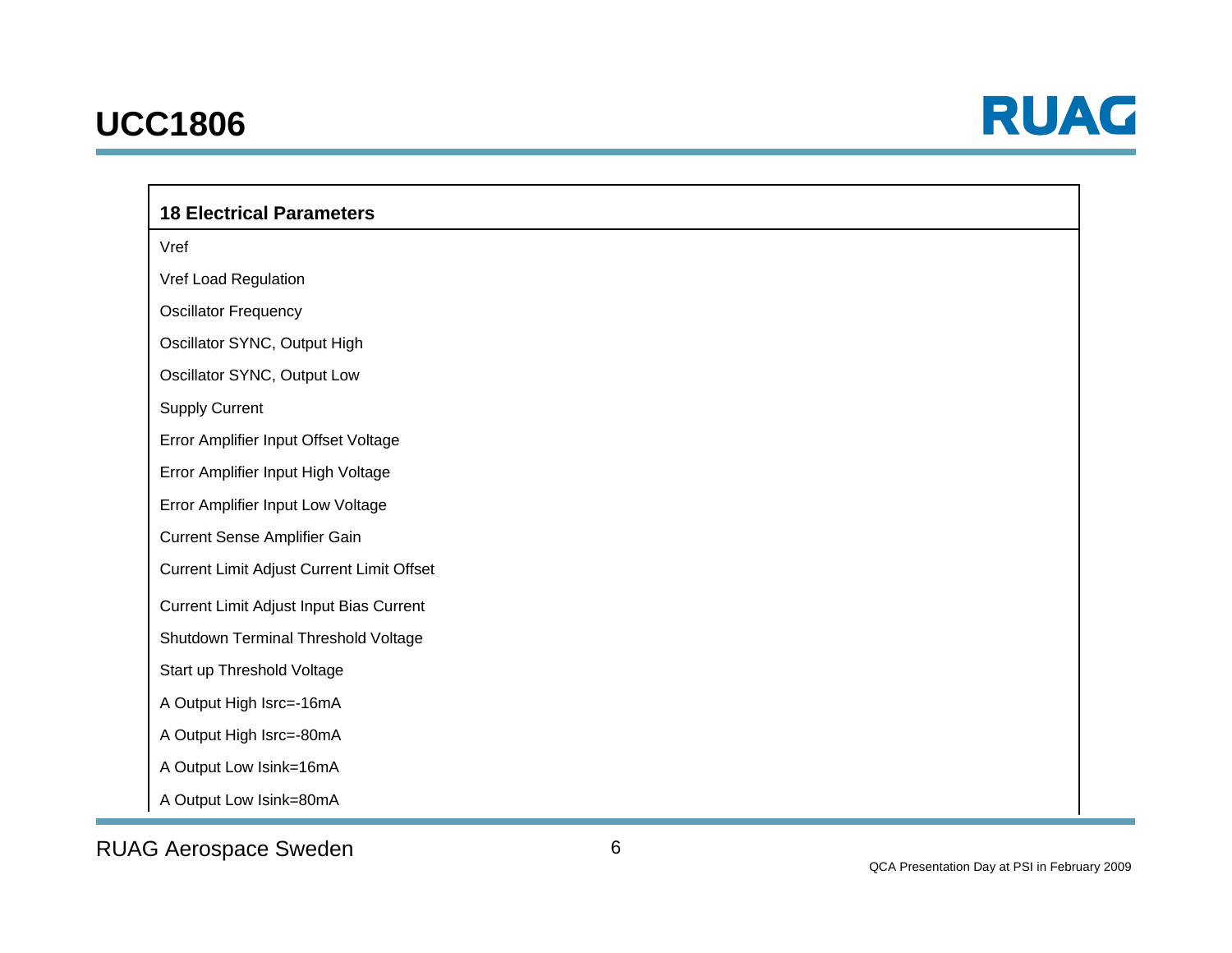# UCC1806

| 18 Electrical Parameters |
|---|
| Vref |
| Vref Load Regulation |
| Oscillator Frequency |
| Oscillator SYNC, Output High |
| Oscillator SYNC, Output Low |
| Supply Current |
| Error Amplifier Input Offset Voltage |
| Error Amplifier Input High Voltage |
| Error Amplifier Input Low Voltage |
| Current Sense Amplifier Gain |
| Current Limit Adjust Current Limit Offset |
| Current Limit Adjust Input Bias Current |
| Shutdown Terminal Threshold Voltage |
| Start up Threshold Voltage |
| A Output High Isrc=-16mA |
| A Output High Isrc=-80mA |
| A Output Low Isink=16mA |
| A Output Low Isink=80mA |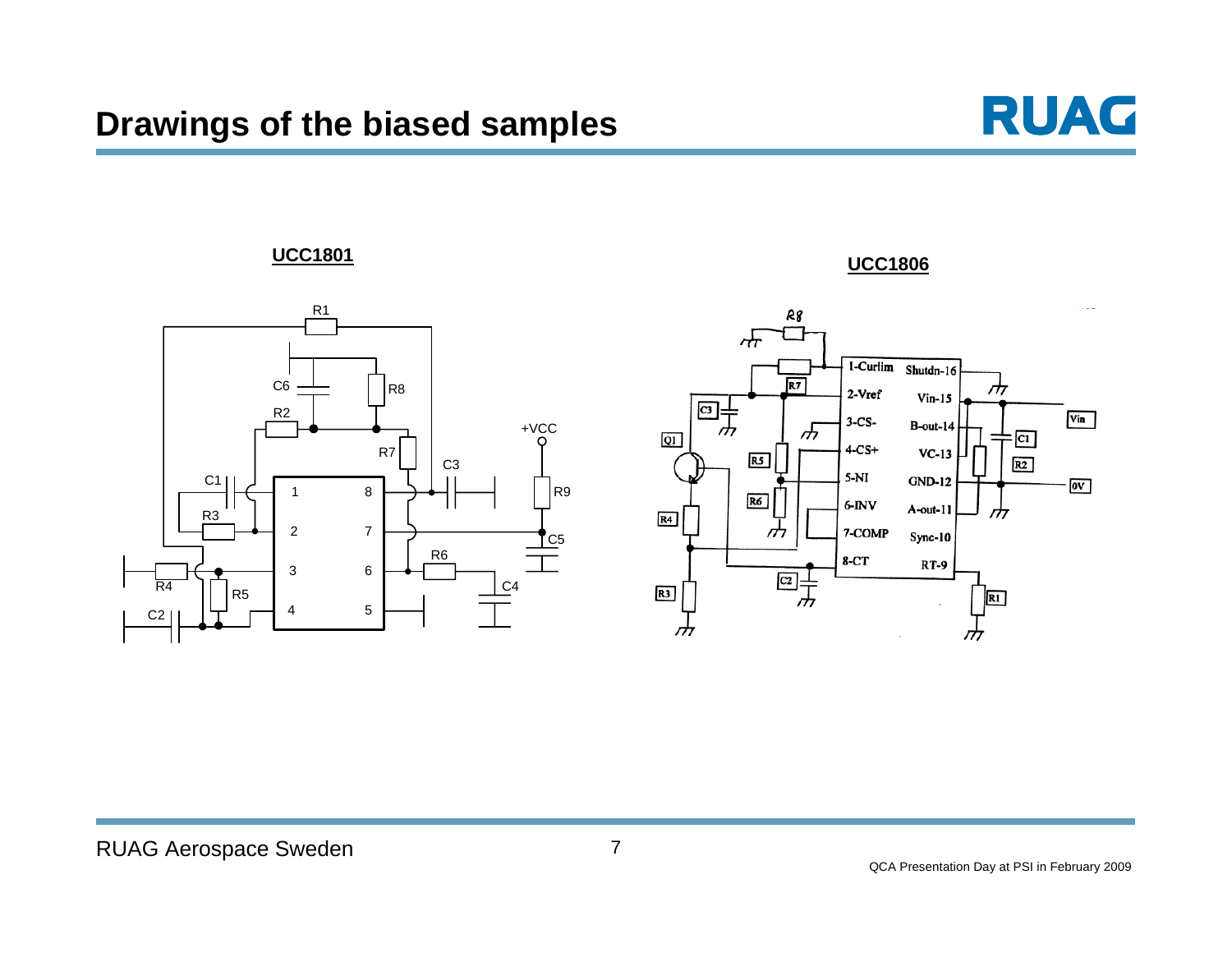# Drawings of the biased samples

**UCC1801**

**UCC1806**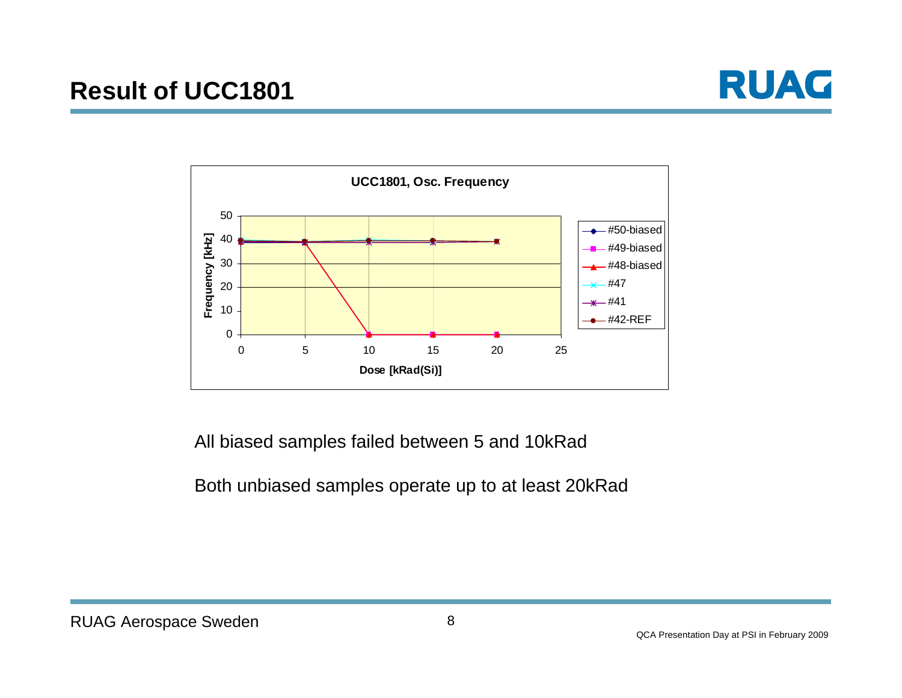# Result of UCC1801

UCC1801, Osc. Frequency

Frequency [kHz]

Dose [kRad(Si)]

#50-biased
#49-biased
#48-biased
#47
#41
#42-REF

All biased samples failed between 5 and 10kRad

Both unbiased samples operate up to at least 20kRad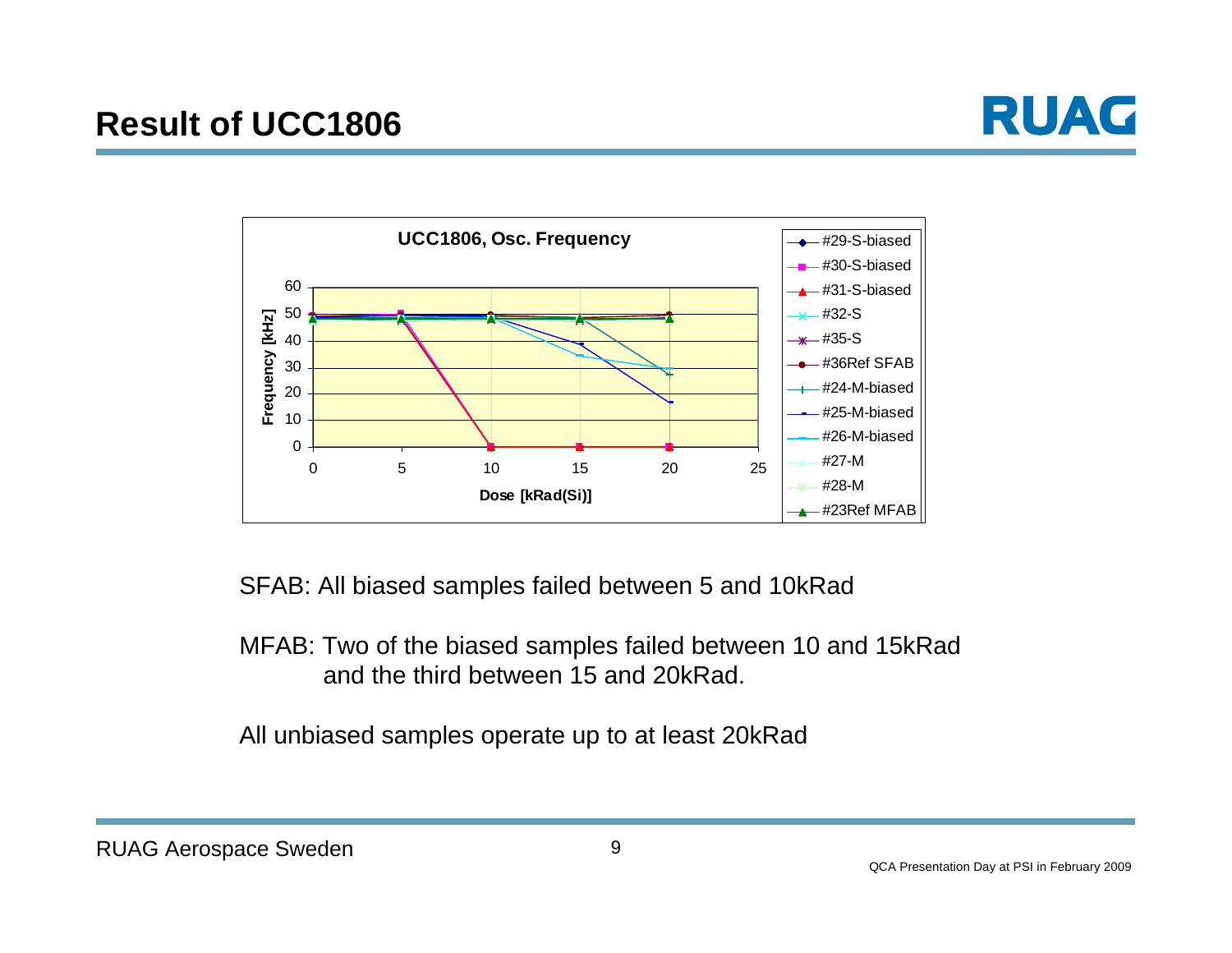# Result of UCC1806

SFAB: All biased samples failed between 5 and 10kRad

MFAB: Two of the biased samples failed between 10 and 15kRad and the third between 15 and 20kRad.

All unbiased samples operate up to at least 20kRad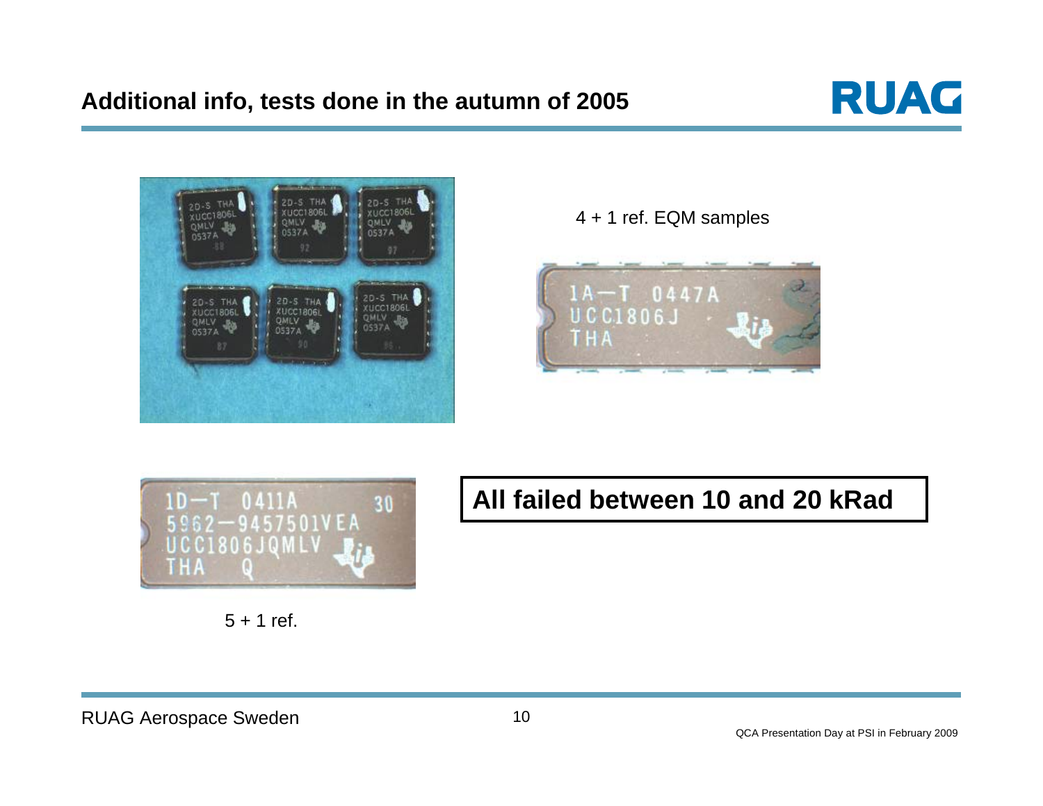## Additional info, tests done in the autumn of 2005

4 + 1 ref. EQM samples

5 + 1 ref.

**All failed between 10 and 20 kRad**